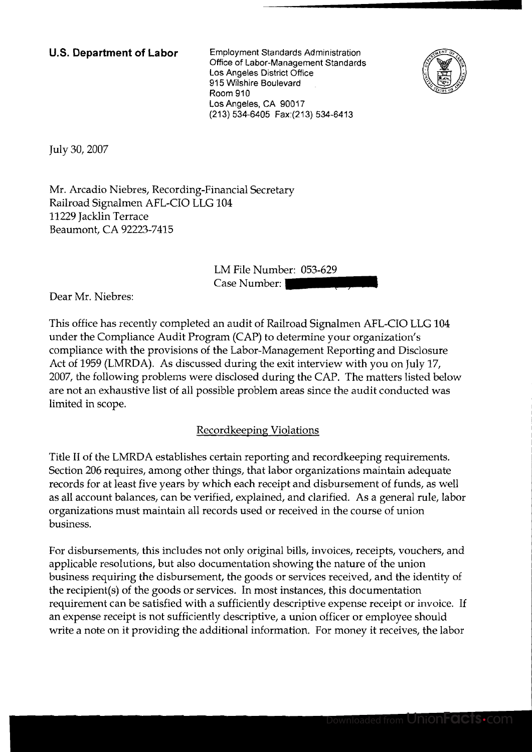**U.S. Department of Labor**

Employment Standards Administration
Office of Labor-Management Standards
Los Angeles District Office
915 Wilshire Boulevard
Room 910
Los Angeles, CA 90017
(213) 534-6405 Fax:(213) 534-6413

July 30, 2007

Mr. Arcadio Niebres, Recording-Financial Secretary
Railroad Signalmen AFL-CIO LLG 104
11229 Jacklin Terrace
Beaumont, CA 92223-7415

LM File Number: 053-629
Case Number:

Dear Mr. Niebres:

This office has recently completed an audit of Railroad Signalmen AFL-CIO LLG 104 under the Compliance Audit Program (CAP) to determine your organization's compliance with the provisions of the Labor-Management Reporting and Disclosure Act of 1959 (LMRDA). As discussed during the exit interview with you on July 17, 2007, the following problems were disclosed during the CAP. The matters listed below are not an exhaustive list of all possible problem areas since the audit conducted was limited in scope.

## Recordkeeping Violations

Title II of the LMRDA establishes certain reporting and recordkeeping requirements. Section 206 requires, among other things, that labor organizations maintain adequate records for at least five years by which each receipt and disbursement of funds, as well as all account balances, can be verified, explained, and clarified. As a general rule, labor organizations must maintain all records used or received in the course of union business.

For disbursements, this includes not only original bills, invoices, receipts, vouchers, and applicable resolutions, but also documentation showing the nature of the union business requiring the disbursement, the goods or services received, and the identity of the recipient(s) of the goods or services. In most instances, this documentation requirement can be satisfied with a sufficiently descriptive expense receipt or invoice. If an expense receipt is not sufficiently descriptive, a union officer or employee should write a note on it providing the additional information. For money it receives, the labor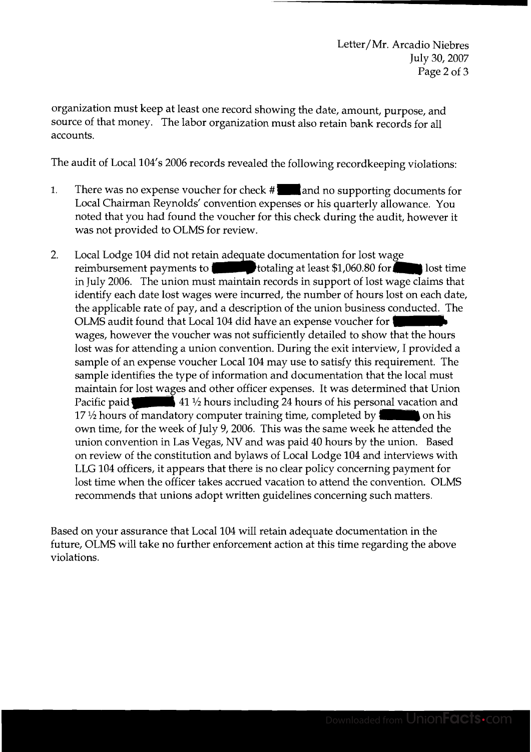organization must keep at least one record showing the date, amount, purpose, and source of that money. The labor organization must also retain bank records for all accounts.

The audit of Local 104's 2006 records revealed the following recordkeeping violations:

1. There was no expense voucher for check # ████ and no supporting documents for Local Chairman Reynolds' convention expenses or his quarterly allowance. You noted that you had found the voucher for this check during the audit, however it was not provided to OLMS for review.

2. Local Lodge 104 did not retain adequate documentation for lost wage reimbursement payments to ████ totaling at least $1,060.80 for ████ lost time in July 2006. The union must maintain records in support of lost wage claims that identify each date lost wages were incurred, the number of hours lost on each date, the applicable rate of pay, and a description of the union business conducted. The OLMS audit found that Local 104 did have an expense voucher for ████ wages, however the voucher was not sufficiently detailed to show that the hours lost was for attending a union convention. During the exit interview, I provided a sample of an expense voucher Local 104 may use to satisfy this requirement. The sample identifies the type of information and documentation that the local must maintain for lost wages and other officer expenses. It was determined that Union Pacific paid ████ 41 ½ hours including 24 hours of his personal vacation and 17 ½ hours of mandatory computer training time, completed by ████ on his own time, for the week of July 9, 2006. This was the same week he attended the union convention in Las Vegas, NV and was paid 40 hours by the union. Based on review of the constitution and bylaws of Local Lodge 104 and interviews with LLG 104 officers, it appears that there is no clear policy concerning payment for lost time when the officer takes accrued vacation to attend the convention. OLMS recommends that unions adopt written guidelines concerning such matters.

Based on your assurance that Local 104 will retain adequate documentation in the future, OLMS will take no further enforcement action at this time regarding the above violations.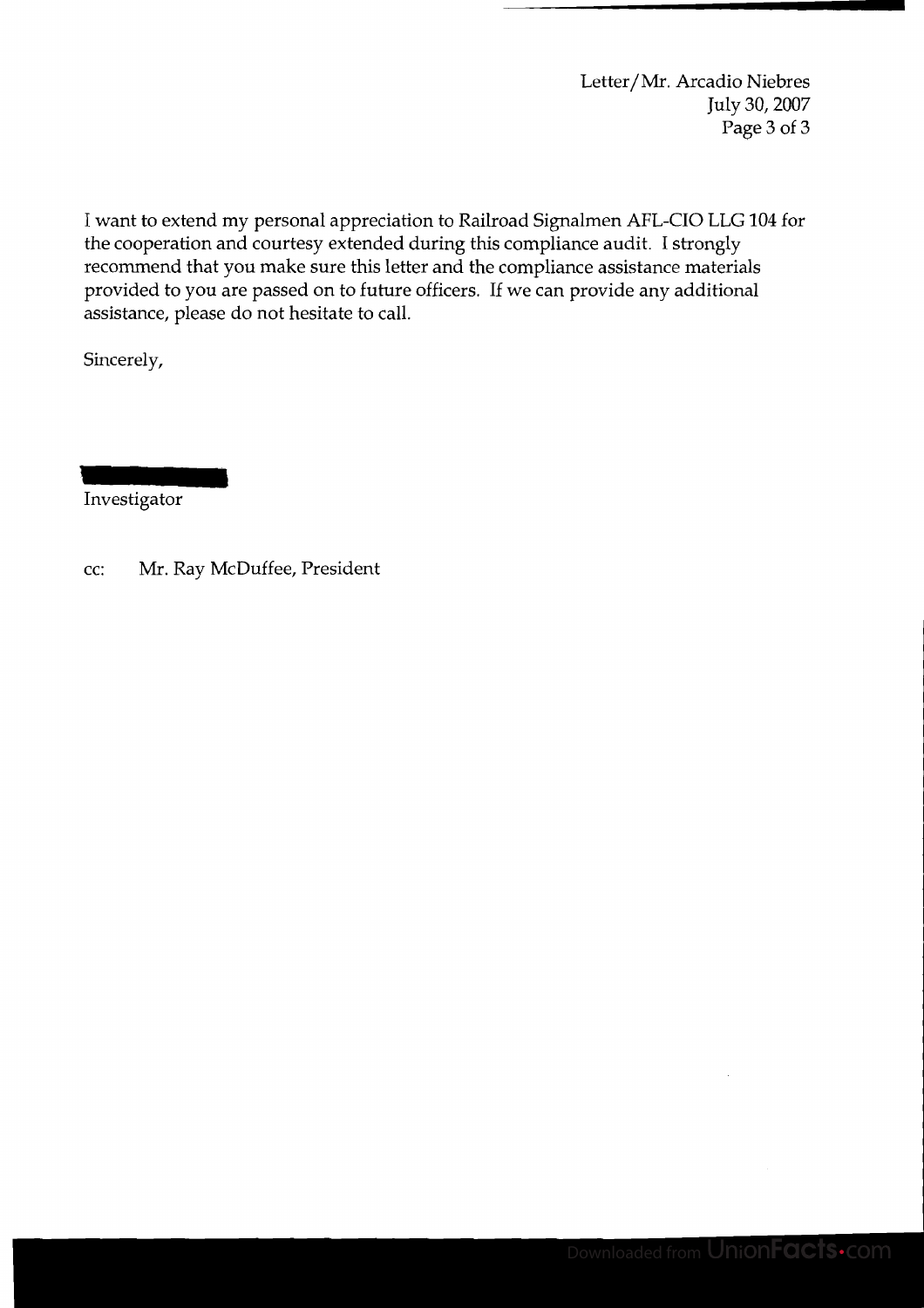I want to extend my personal appreciation to Railroad Signalmen AFL-CIO LLG 104 for the cooperation and courtesy extended during this compliance audit. I strongly recommend that you make sure this letter and the compliance assistance materials provided to you are passed on to future officers. If we can provide any additional assistance, please do not hesitate to call.

Sincerely,

Investigator

cc: Mr. Ray McDuffee, President